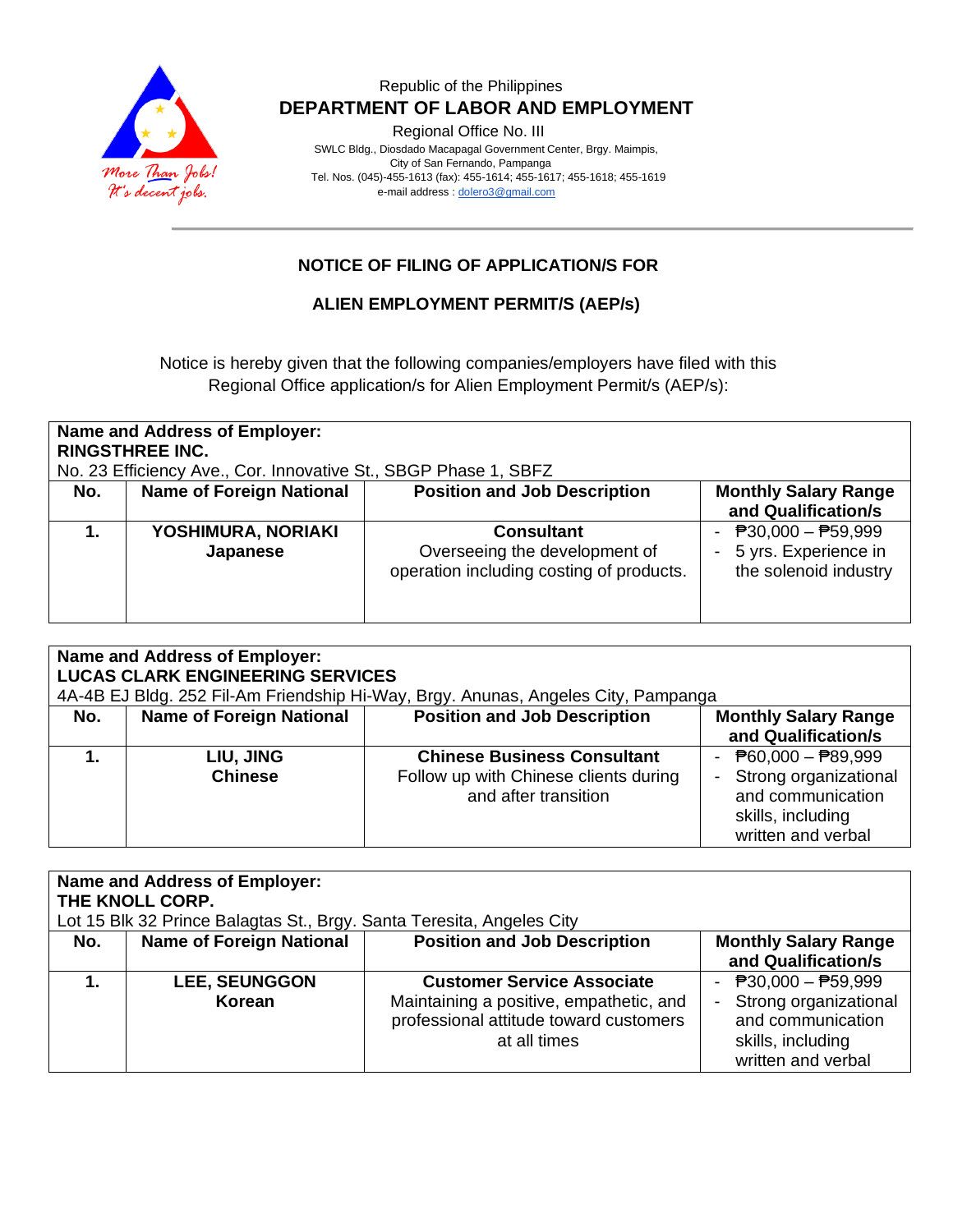Republic of the Philippines

**DEPARTMENT OF LABOR AND EMPLOYMENT**

Regional Office No. III

SWLC Bldg., Diosdado Macapagal Government Center, Brgy. Maimpis,
City of San Fernando, Pampanga
Tel. Nos. (045)-455-1613 (fax): 455-1614; 455-1617; 455-1618; 455-1619
e-mail address : dolero3@gmail.com

More Than Jobs!
It's decent jobs.

## NOTICE OF FILING OF APPLICATION/S FOR

## ALIEN EMPLOYMENT PERMIT/S (AEP/s)

Notice is hereby given that the following companies/employers have filed with this Regional Office application/s for Alien Employment Permit/s (AEP/s):

**Name and Address of Employer:**
**RINGSTHREE INC.**
No. 23 Efficiency Ave., Cor. Innovative St., SBGP Phase 1, SBFZ

| No. | Name of Foreign National | Position and Job Description | Monthly Salary Range and Qualification/s |
|---|---|---|---|
| **1.** | **YOSHIMURA, NORIAKI** **Japanese** | **Consultant** Overseeing the development of operation including costing of products. | - ₱30,000 – ₱59,999 - 5 yrs. Experience in the solenoid industry |

**Name and Address of Employer:**
**LUCAS CLARK ENGINEERING SERVICES**
4A-4B EJ Bldg. 252 Fil-Am Friendship Hi-Way, Brgy. Anunas, Angeles City, Pampanga

| No. | Name of Foreign National | Position and Job Description | Monthly Salary Range and Qualification/s |
|---|---|---|---|
| **1.** | **LIU, JING** **Chinese** | **Chinese Business Consultant** Follow up with Chinese clients during and after transition | - ₱60,000 – ₱89,999 - Strong organizational and communication skills, including written and verbal |

**Name and Address of Employer:**
**THE KNOLL CORP.**
Lot 15 Blk 32 Prince Balagtas St., Brgy. Santa Teresita, Angeles City

| No. | Name of Foreign National | Position and Job Description | Monthly Salary Range and Qualification/s |
|---|---|---|---|
| **1.** | **LEE, SEUNGGON** **Korean** | **Customer Service Associate** Maintaining a positive, empathetic, and professional attitude toward customers at all times | - ₱30,000 – ₱59,999 - Strong organizational and communication skills, including written and verbal |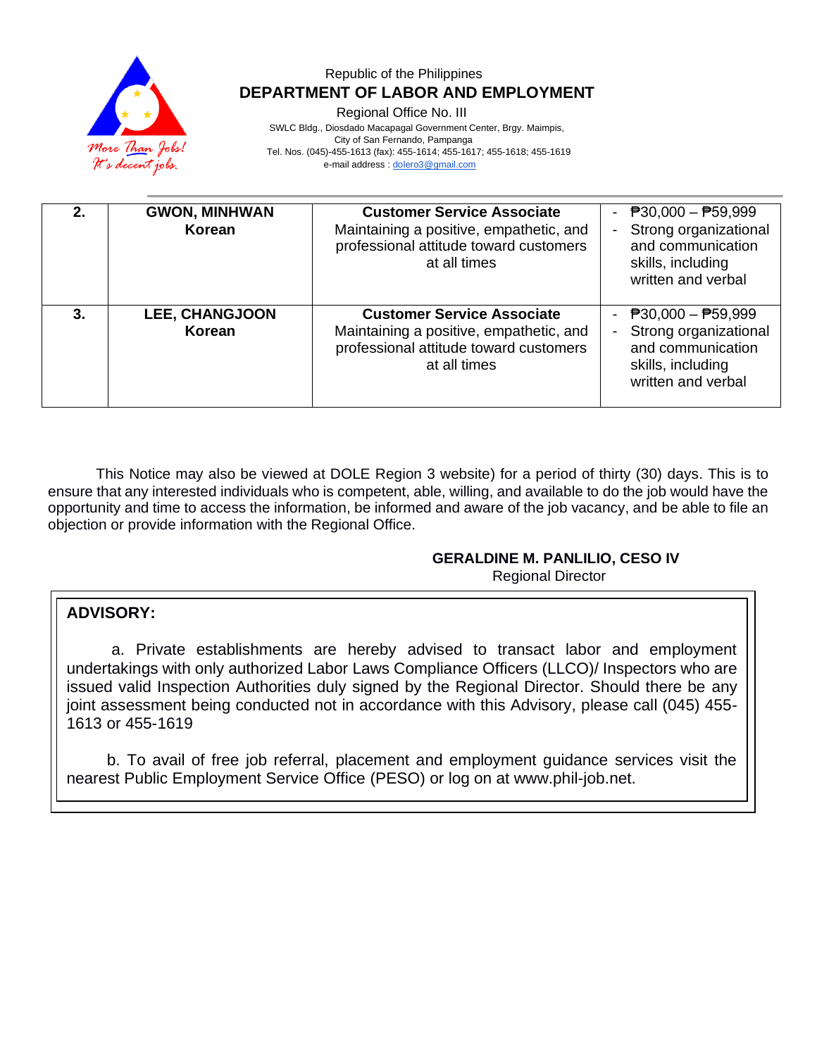Republic of the Philippines

**DEPARTMENT OF LABOR AND EMPLOYMENT**

Regional Office No. III

SWLC Bldg., Diosdado Macapagal Government Center, Brgy. Maimpis, City of San Fernando, Pampanga

Tel. Nos. (045)-455-1613 (fax): 455-1614; 455-1617; 455-1618; 455-1619

e-mail address : dolero3@gmail.com

| | | | |
|---|---|---|---|
| **2.** | **GWON, MINHWAN**<br>**Korean** | **Customer Service Associate**<br>Maintaining a positive, empathetic, and professional attitude toward customers at all times | - ₱30,000 – ₱59,999<br>- Strong organizational and communication skills, including written and verbal |
| **3.** | **LEE, CHANGJOON**<br>**Korean** | **Customer Service Associate**<br>Maintaining a positive, empathetic, and professional attitude toward customers at all times | - ₱30,000 – ₱59,999<br>- Strong organizational and communication skills, including written and verbal |

This Notice may also be viewed at DOLE Region 3 website) for a period of thirty (30) days. This is to ensure that any interested individuals who is competent, able, willing, and available to do the job would have the opportunity and time to access the information, be informed and aware of the job vacancy, and be able to file an objection or provide information with the Regional Office.

**GERALDINE M. PANLILIO, CESO IV**
Regional Director

**ADVISORY:**

a. Private establishments are hereby advised to transact labor and employment undertakings with only authorized Labor Laws Compliance Officers (LLCO)/ Inspectors who are issued valid Inspection Authorities duly signed by the Regional Director. Should there be any joint assessment being conducted not in accordance with this Advisory, please call (045) 455-1613 or 455-1619

b. To avail of free job referral, placement and employment guidance services visit the nearest Public Employment Service Office (PESO) or log on at www.phil-job.net.